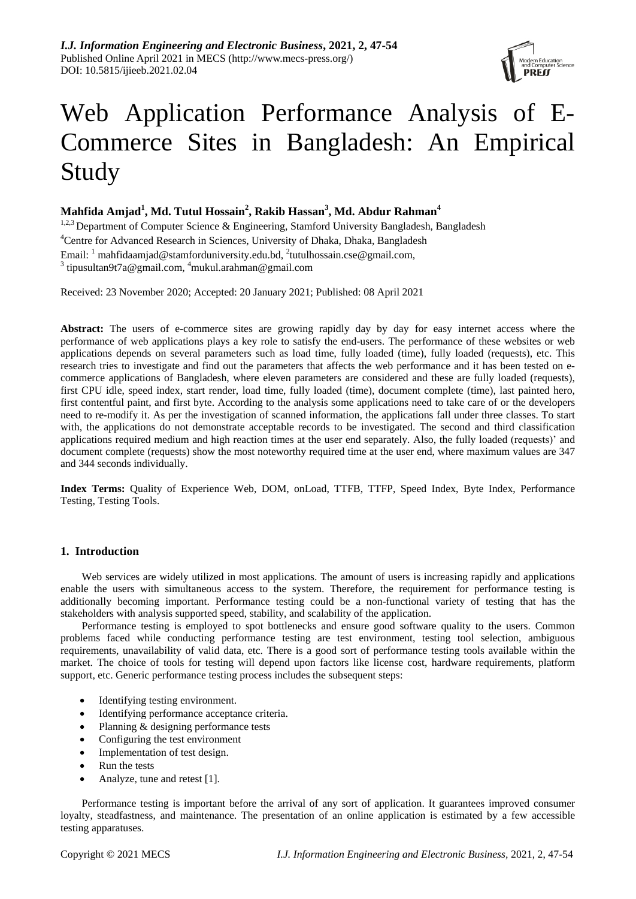# Web Application Performance Analysis of E-Commerce Sites in Bangladesh: An Empirical Study

**Mahfida Amjad[1], Md. Tutul Hossain[2], Rakib Hassan[3], Md. Abdur Rahman[4]**

[1,2,3] Department of Computer Science & Engineering, Stamford University Bangladesh, Bangladesh

[4]Centre for Advanced Research in Sciences, University of Dhaka, Dhaka, Bangladesh

Email: [1] mahfidaamjad@stamforduniversity.edu.bd, [2]tutulhossain.cse@gmail.com, [3] tipusultan9t7a@gmail.com, [4]mukul.arahman@gmail.com

Received: 23 November 2020; Accepted: 20 January 2021; Published: 08 April 2021

**Abstract:** The users of e-commerce sites are growing rapidly day by day for easy internet access where the performance of web applications plays a key role to satisfy the end-users. The performance of these websites or web applications depends on several parameters such as load time, fully loaded (time), fully loaded (requests), etc. This research tries to investigate and find out the parameters that affects the web performance and it has been tested on e-commerce applications of Bangladesh, where eleven parameters are considered and these are fully loaded (requests), first CPU idle, speed index, start render, load time, fully loaded (time), document complete (time), last painted hero, first contentful paint, and first byte. According to the analysis some applications need to take care of or the developers need to re-modify it. As per the investigation of scanned information, the applications fall under three classes. To start with, the applications do not demonstrate acceptable records to be investigated. The second and third classification applications required medium and high reaction times at the user end separately. Also, the fully loaded (requests)' and document complete (requests) show the most noteworthy required time at the user end, where maximum values are 347 and 344 seconds individually.

**Index Terms:** Quality of Experience Web, DOM, onLoad, TTFB, TTFP, Speed Index, Byte Index, Performance Testing, Testing Tools.

## 1. Introduction

Web services are widely utilized in most applications. The amount of users is increasing rapidly and applications enable the users with simultaneous access to the system. Therefore, the requirement for performance testing is additionally becoming important. Performance testing could be a non-functional variety of testing that has the stakeholders with analysis supported speed, stability, and scalability of the application.

Performance testing is employed to spot bottlenecks and ensure good software quality to the users. Common problems faced while conducting performance testing are test environment, testing tool selection, ambiguous requirements, unavailability of valid data, etc. There is a good sort of performance testing tools available within the market. The choice of tools for testing will depend upon factors like license cost, hardware requirements, platform support, etc. Generic performance testing process includes the subsequent steps:

- Identifying testing environment.
- Identifying performance acceptance criteria.
- Planning & designing performance tests
- Configuring the test environment
- Implementation of test design.
- Run the tests
- Analyze, tune and retest [1].

Performance testing is important before the arrival of any sort of application. It guarantees improved consumer loyalty, steadfastness, and maintenance. The presentation of an online application is estimated by a few accessible testing apparatuses.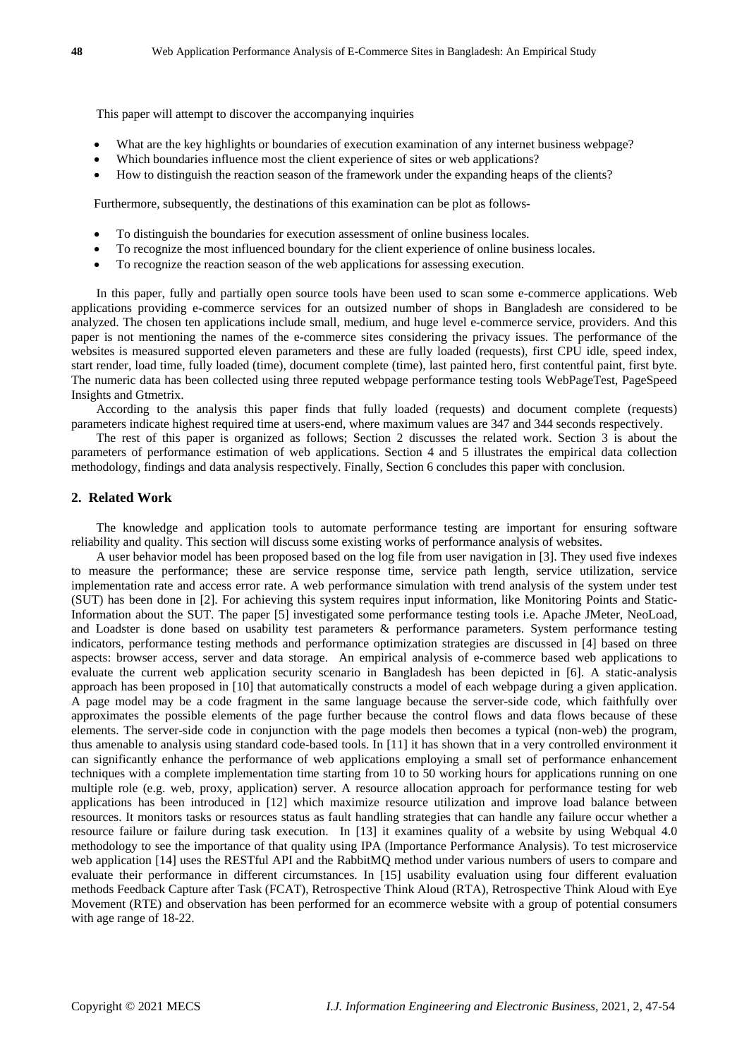This paper will attempt to discover the accompanying inquiries

- What are the key highlights or boundaries of execution examination of any internet business webpage?
- Which boundaries influence most the client experience of sites or web applications?
- How to distinguish the reaction season of the framework under the expanding heaps of the clients?

Furthermore, subsequently, the destinations of this examination can be plot as follows-

- To distinguish the boundaries for execution assessment of online business locales.
- To recognize the most influenced boundary for the client experience of online business locales.
- To recognize the reaction season of the web applications for assessing execution.

In this paper, fully and partially open source tools have been used to scan some e-commerce applications. Web applications providing e-commerce services for an outsized number of shops in Bangladesh are considered to be analyzed. The chosen ten applications include small, medium, and huge level e-commerce service, providers. And this paper is not mentioning the names of the e-commerce sites considering the privacy issues. The performance of the websites is measured supported eleven parameters and these are fully loaded (requests), first CPU idle, speed index, start render, load time, fully loaded (time), document complete (time), last painted hero, first contentful paint, first byte. The numeric data has been collected using three reputed webpage performance testing tools WebPageTest, PageSpeed Insights and Gtmetrix.

According to the analysis this paper finds that fully loaded (requests) and document complete (requests) parameters indicate highest required time at users-end, where maximum values are 347 and 344 seconds respectively.

The rest of this paper is organized as follows; Section 2 discusses the related work. Section 3 is about the parameters of performance estimation of web applications. Section 4 and 5 illustrates the empirical data collection methodology, findings and data analysis respectively. Finally, Section 6 concludes this paper with conclusion.

## 2. Related Work

The knowledge and application tools to automate performance testing are important for ensuring software reliability and quality. This section will discuss some existing works of performance analysis of websites.

A user behavior model has been proposed based on the log file from user navigation in [3]. They used five indexes to measure the performance; these are service response time, service path length, service utilization, service implementation rate and access error rate. A web performance simulation with trend analysis of the system under test (SUT) has been done in [2]. For achieving this system requires input information, like Monitoring Points and Static-Information about the SUT. The paper [5] investigated some performance testing tools i.e. Apache JMeter, NeoLoad, and Loadster is done based on usability test parameters & performance parameters. System performance testing indicators, performance testing methods and performance optimization strategies are discussed in [4] based on three aspects: browser access, server and data storage. An empirical analysis of e-commerce based web applications to evaluate the current web application security scenario in Bangladesh has been depicted in [6]. A static-analysis approach has been proposed in [10] that automatically constructs a model of each webpage during a given application. A page model may be a code fragment in the same language because the server-side code, which faithfully over approximates the possible elements of the page further because the control flows and data flows because of these elements. The server-side code in conjunction with the page models then becomes a typical (non-web) the program, thus amenable to analysis using standard code-based tools. In [11] it has shown that in a very controlled environment it can significantly enhance the performance of web applications employing a small set of performance enhancement techniques with a complete implementation time starting from 10 to 50 working hours for applications running on one multiple role (e.g. web, proxy, application) server. A resource allocation approach for performance testing for web applications has been introduced in [12] which maximize resource utilization and improve load balance between resources. It monitors tasks or resources status as fault handling strategies that can handle any failure occur whether a resource failure or failure during task execution. In [13] it examines quality of a website by using Webqual 4.0 methodology to see the importance of that quality using IPA (Importance Performance Analysis). To test microservice web application [14] uses the RESTful API and the RabbitMQ method under various numbers of users to compare and evaluate their performance in different circumstances. In [15] usability evaluation using four different evaluation methods Feedback Capture after Task (FCAT), Retrospective Think Aloud (RTA), Retrospective Think Aloud with Eye Movement (RTE) and observation has been performed for an ecommerce website with a group of potential consumers with age range of 18-22.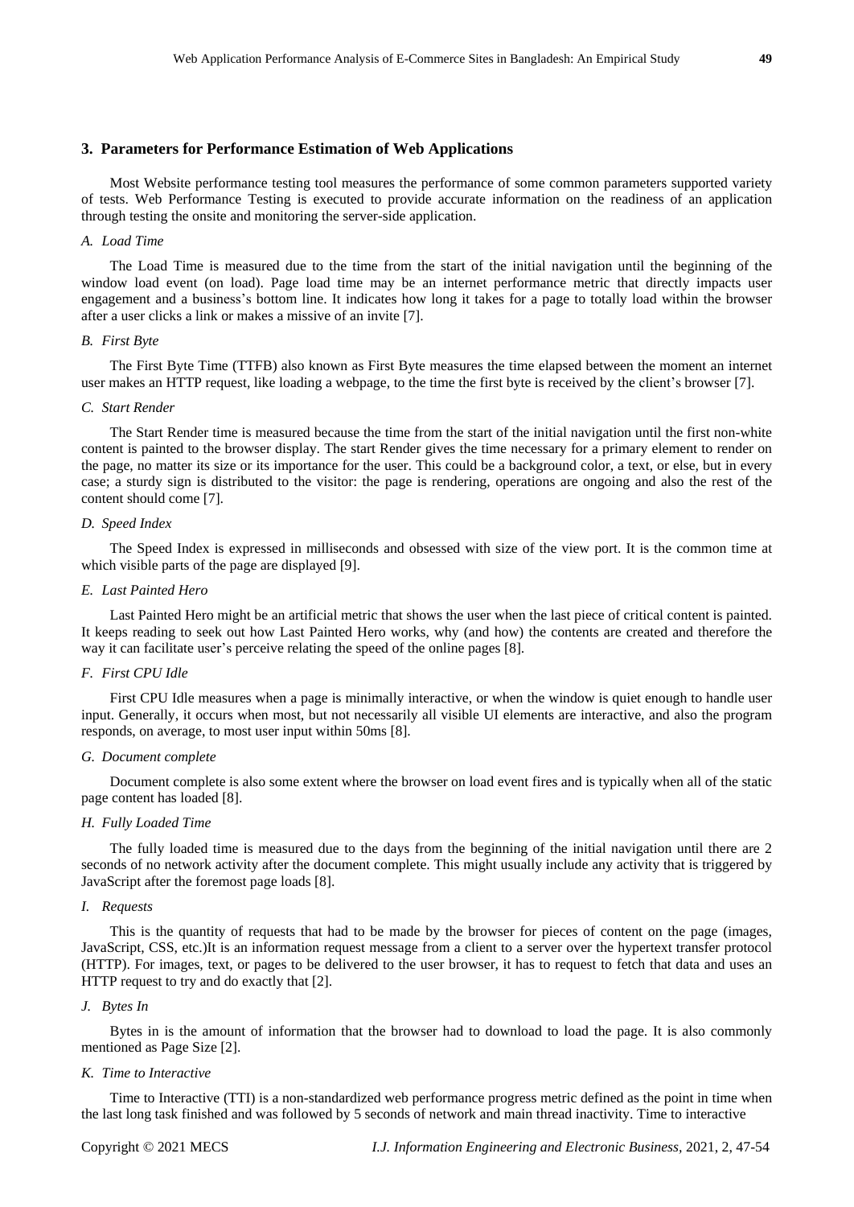## 3. Parameters for Performance Estimation of Web Applications

Most Website performance testing tool measures the performance of some common parameters supported variety of tests. Web Performance Testing is executed to provide accurate information on the readiness of an application through testing the onsite and monitoring the server-side application.

### *A. Load Time*

The Load Time is measured due to the time from the start of the initial navigation until the beginning of the window load event (on load). Page load time may be an internet performance metric that directly impacts user engagement and a business's bottom line. It indicates how long it takes for a page to totally load within the browser after a user clicks a link or makes a missive of an invite [7].

### *B. First Byte*

The First Byte Time (TTFB) also known as First Byte measures the time elapsed between the moment an internet user makes an HTTP request, like loading a webpage, to the time the first byte is received by the client's browser [7].

### *C. Start Render*

The Start Render time is measured because the time from the start of the initial navigation until the first non-white content is painted to the browser display. The start Render gives the time necessary for a primary element to render on the page, no matter its size or its importance for the user. This could be a background color, a text, or else, but in every case; a sturdy sign is distributed to the visitor: the page is rendering, operations are ongoing and also the rest of the content should come [7].

### *D. Speed Index*

The Speed Index is expressed in milliseconds and obsessed with size of the view port. It is the common time at which visible parts of the page are displayed [9].

### *E. Last Painted Hero*

Last Painted Hero might be an artificial metric that shows the user when the last piece of critical content is painted. It keeps reading to seek out how Last Painted Hero works, why (and how) the contents are created and therefore the way it can facilitate user's perceive relating the speed of the online pages [8].

### *F. First CPU Idle*

First CPU Idle measures when a page is minimally interactive, or when the window is quiet enough to handle user input. Generally, it occurs when most, but not necessarily all visible UI elements are interactive, and also the program responds, on average, to most user input within 50ms [8].

### *G. Document complete*

Document complete is also some extent where the browser on load event fires and is typically when all of the static page content has loaded [8].

### *H. Fully Loaded Time*

The fully loaded time is measured due to the days from the beginning of the initial navigation until there are 2 seconds of no network activity after the document complete. This might usually include any activity that is triggered by JavaScript after the foremost page loads [8].

### *I. Requests*

This is the quantity of requests that had to be made by the browser for pieces of content on the page (images, JavaScript, CSS, etc.)It is an information request message from a client to a server over the hypertext transfer protocol (HTTP). For images, text, or pages to be delivered to the user browser, it has to request to fetch that data and uses an HTTP request to try and do exactly that [2].

### *J. Bytes In*

Bytes in is the amount of information that the browser had to download to load the page. It is also commonly mentioned as Page Size [2].

### *K. Time to Interactive*

Time to Interactive (TTI) is a non-standardized web performance progress metric defined as the point in time when the last long task finished and was followed by 5 seconds of network and main thread inactivity. Time to interactive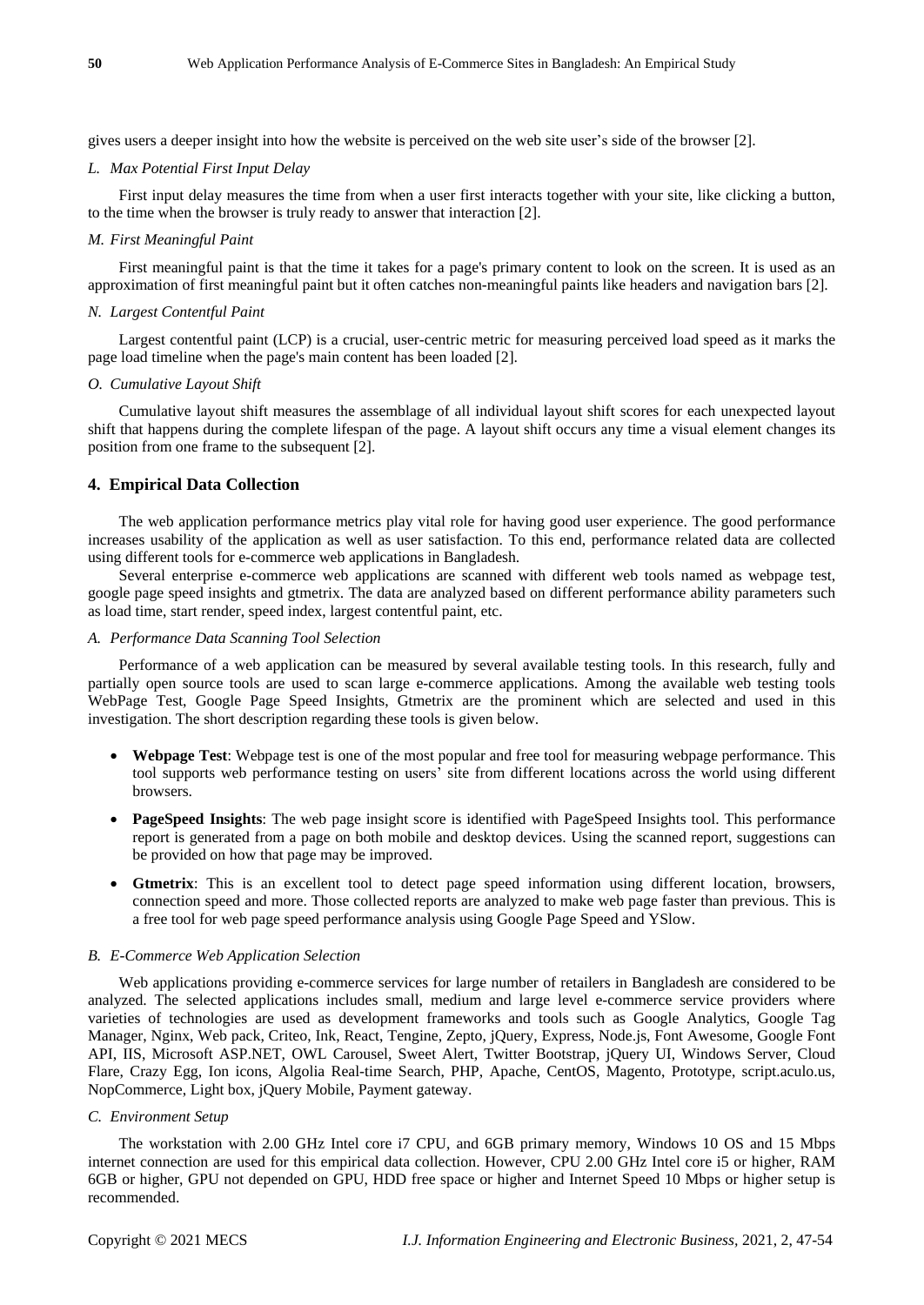gives users a deeper insight into how the website is perceived on the web site user's side of the browser [2].

### *L. Max Potential First Input Delay*

First input delay measures the time from when a user first interacts together with your site, like clicking a button, to the time when the browser is truly ready to answer that interaction [2].

### *M. First Meaningful Paint*

First meaningful paint is that the time it takes for a page's primary content to look on the screen. It is used as an approximation of first meaningful paint but it often catches non-meaningful paints like headers and navigation bars [2].

### *N. Largest Contentful Paint*

Largest contentful paint (LCP) is a crucial, user-centric metric for measuring perceived load speed as it marks the page load timeline when the page's main content has been loaded [2].

### *O. Cumulative Layout Shift*

Cumulative layout shift measures the assemblage of all individual layout shift scores for each unexpected layout shift that happens during the complete lifespan of the page. A layout shift occurs any time a visual element changes its position from one frame to the subsequent [2].

## 4. Empirical Data Collection

The web application performance metrics play vital role for having good user experience. The good performance increases usability of the application as well as user satisfaction. To this end, performance related data are collected using different tools for e-commerce web applications in Bangladesh.

Several enterprise e-commerce web applications are scanned with different web tools named as webpage test, google page speed insights and gtmetrix. The data are analyzed based on different performance ability parameters such as load time, start render, speed index, largest contentful paint, etc.

### *A. Performance Data Scanning Tool Selection*

Performance of a web application can be measured by several available testing tools. In this research, fully and partially open source tools are used to scan large e-commerce applications. Among the available web testing tools WebPage Test, Google Page Speed Insights, Gtmetrix are the prominent which are selected and used in this investigation. The short description regarding these tools is given below.

- **Webpage Test**: Webpage test is one of the most popular and free tool for measuring webpage performance. This tool supports web performance testing on users' site from different locations across the world using different browsers.
- **PageSpeed Insights**: The web page insight score is identified with PageSpeed Insights tool. This performance report is generated from a page on both mobile and desktop devices. Using the scanned report, suggestions can be provided on how that page may be improved.
- **Gtmetrix**: This is an excellent tool to detect page speed information using different location, browsers, connection speed and more. Those collected reports are analyzed to make web page faster than previous. This is a free tool for web page speed performance analysis using Google Page Speed and YSlow.

### *B. E-Commerce Web Application Selection*

Web applications providing e-commerce services for large number of retailers in Bangladesh are considered to be analyzed. The selected applications includes small, medium and large level e-commerce service providers where varieties of technologies are used as development frameworks and tools such as Google Analytics, Google Tag Manager, Nginx, Web pack, Criteo, Ink, React, Tengine, Zepto, jQuery, Express, Node.js, Font Awesome, Google Font API, IIS, Microsoft ASP.NET, OWL Carousel, Sweet Alert, Twitter Bootstrap, jQuery UI, Windows Server, Cloud Flare, Crazy Egg, Ion icons, Algolia Real-time Search, PHP, Apache, CentOS, Magento, Prototype, script.aculo.us, NopCommerce, Light box, jQuery Mobile, Payment gateway.

### *C. Environment Setup*

The workstation with 2.00 GHz Intel core i7 CPU, and 6GB primary memory, Windows 10 OS and 15 Mbps internet connection are used for this empirical data collection. However, CPU 2.00 GHz Intel core i5 or higher, RAM 6GB or higher, GPU not depended on GPU, HDD free space or higher and Internet Speed 10 Mbps or higher setup is recommended.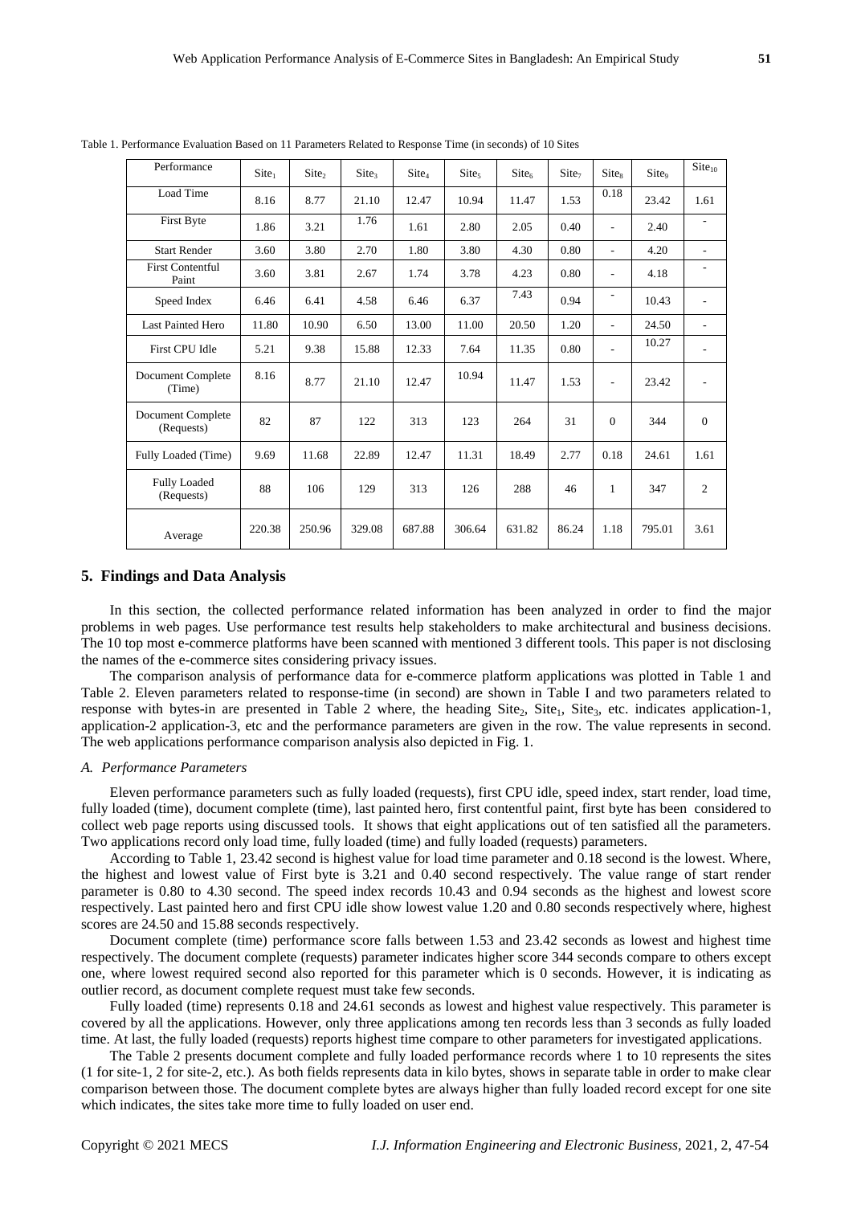Table 1. Performance Evaluation Based on 11 Parameters Related to Response Time (in seconds) of 10 Sites

| Performance | $Site_1$ | $Site_2$ | $Site_3$ | $Site_4$ | $Site_5$ | $Site_6$ | $Site_7$ | $Site_8$ | $Site_9$ | $Site_{10}$ |
|---|---|---|---|---|---|---|---|---|---|---|
| Load Time | 8.16 | 8.77 | 21.10 | 12.47 | 10.94 | 11.47 | 1.53 | 0.18 | 23.42 | 1.61 |
| First Byte | 1.86 | 3.21 | 1.76 | 1.61 | 2.80 | 2.05 | 0.40 | - | 2.40 | - |
| Start Render | 3.60 | 3.80 | 2.70 | 1.80 | 3.80 | 4.30 | 0.80 | - | 4.20 | - |
| First Contentful Paint | 3.60 | 3.81 | 2.67 | 1.74 | 3.78 | 4.23 | 0.80 | - | 4.18 | - |
| Speed Index | 6.46 | 6.41 | 4.58 | 6.46 | 6.37 | 7.43 | 0.94 | - | 10.43 | - |
| Last Painted Hero | 11.80 | 10.90 | 6.50 | 13.00 | 11.00 | 20.50 | 1.20 | - | 24.50 | - |
| First CPU Idle | 5.21 | 9.38 | 15.88 | 12.33 | 7.64 | 11.35 | 0.80 | - | 10.27 | - |
| Document Complete (Time) | 8.16 | 8.77 | 21.10 | 12.47 | 10.94 | 11.47 | 1.53 | - | 23.42 | - |
| Document Complete (Requests) | 82 | 87 | 122 | 313 | 123 | 264 | 31 | 0 | 344 | 0 |
| Fully Loaded (Time) | 9.69 | 11.68 | 22.89 | 12.47 | 11.31 | 18.49 | 2.77 | 0.18 | 24.61 | 1.61 |
| Fully Loaded (Requests) | 88 | 106 | 129 | 313 | 126 | 288 | 46 | 1 | 347 | 2 |
| Average | 220.38 | 250.96 | 329.08 | 687.88 | 306.64 | 631.82 | 86.24 | 1.18 | 795.01 | 3.61 |

## 5. Findings and Data Analysis

In this section, the collected performance related information has been analyzed in order to find the major problems in web pages. Use performance test results help stakeholders to make architectural and business decisions. The 10 top most e-commerce platforms have been scanned with mentioned 3 different tools. This paper is not disclosing the names of the e-commerce sites considering privacy issues.

The comparison analysis of performance data for e-commerce platform applications was plotted in Table 1 and Table 2. Eleven parameters related to response-time (in second) are shown in Table I and two parameters related to response with bytes-in are presented in Table 2 where, the heading $Site_2$, $Site_1$, $Site_3$, etc. indicates application-1, application-2 application-3, etc and the performance parameters are given in the row. The value represents in second. The web applications performance comparison analysis also depicted in Fig. 1.

### *A. Performance Parameters*

Eleven performance parameters such as fully loaded (requests), first CPU idle, speed index, start render, load time, fully loaded (time), document complete (time), last painted hero, first contentful paint, first byte has been considered to collect web page reports using discussed tools. It shows that eight applications out of ten satisfied all the parameters. Two applications record only load time, fully loaded (time) and fully loaded (requests) parameters.

According to Table 1, 23.42 second is highest value for load time parameter and 0.18 second is the lowest. Where, the highest and lowest value of First byte is 3.21 and 0.40 second respectively. The value range of start render parameter is 0.80 to 4.30 second. The speed index records 10.43 and 0.94 seconds as the highest and lowest score respectively. Last painted hero and first CPU idle show lowest value 1.20 and 0.80 seconds respectively where, highest scores are 24.50 and 15.88 seconds respectively.

Document complete (time) performance score falls between 1.53 and 23.42 seconds as lowest and highest time respectively. The document complete (requests) parameter indicates higher score 344 seconds compare to others except one, where lowest required second also reported for this parameter which is 0 seconds. However, it is indicating as outlier record, as document complete request must take few seconds.

Fully loaded (time) represents 0.18 and 24.61 seconds as lowest and highest value respectively. This parameter is covered by all the applications. However, only three applications among ten records less than 3 seconds as fully loaded time. At last, the fully loaded (requests) reports highest time compare to other parameters for investigated applications.

The Table 2 presents document complete and fully loaded performance records where 1 to 10 represents the sites (1 for site-1, 2 for site-2, etc.). As both fields represents data in kilo bytes, shows in separate table in order to make clear comparison between those. The document complete bytes are always higher than fully loaded record except for one site which indicates, the sites take more time to fully loaded on user end.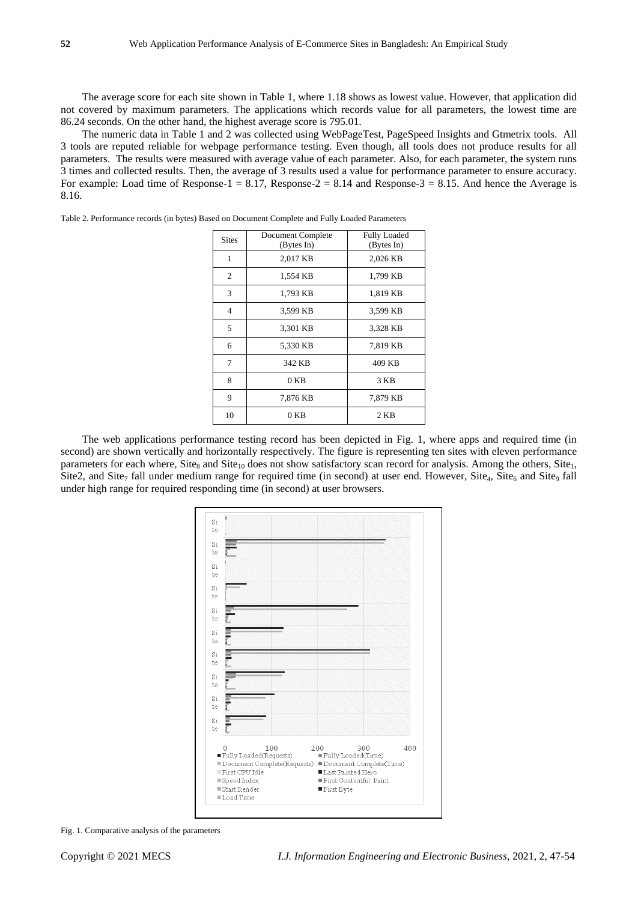The average score for each site shown in Table 1, where 1.18 shows as lowest value. However, that application did not covered by maximum parameters. The applications which records value for all parameters, the lowest time are 86.24 seconds. On the other hand, the highest average score is 795.01.

The numeric data in Table 1 and 2 was collected using WebPageTest, PageSpeed Insights and Gtmetrix tools. All 3 tools are reputed reliable for webpage performance testing. Even though, all tools does not produce results for all parameters. The results were measured with average value of each parameter. Also, for each parameter, the system runs 3 times and collected results. Then, the average of 3 results used a value for performance parameter to ensure accuracy. For example: Load time of Response-1 = 8.17, Response-2 = 8.14 and Response-3 = 8.15. And hence the Average is 8.16.

Table 2. Performance records (in bytes) Based on Document Complete and Fully Loaded Parameters

| Sites | Document Complete (Bytes In) | Fully Loaded (Bytes In) |
|---|---|---|
| 1 | 2,017 KB | 2,026 KB |
| 2 | 1,554 KB | 1,799 KB |
| 3 | 1,793 KB | 1,819 KB |
| 4 | 3,599 KB | 3,599 KB |
| 5 | 3,301 KB | 3,328 KB |
| 6 | 5,330 KB | 7,819 KB |
| 7 | 342 KB | 409 KB |
| 8 | 0 KB | 3 KB |
| 9 | 7,876 KB | 7,879 KB |
| 10 | 0 KB | 2 KB |

The web applications performance testing record has been depicted in Fig. 1, where apps and required time (in second) are shown vertically and horizontally respectively. The figure is representing ten sites with eleven performance parameters for each where, $Site_8$ and $Site_{10}$ does not show satisfactory scan record for analysis. Among the others, $Site_1$, Site2, and $Site_7$ fall under medium range for required time (in second) at user end. However, $Site_4$, $Site_6$ and $Site_9$ fall under high range for required responding time (in second) at user browsers.

Fig. 1. Comparative analysis of the parameters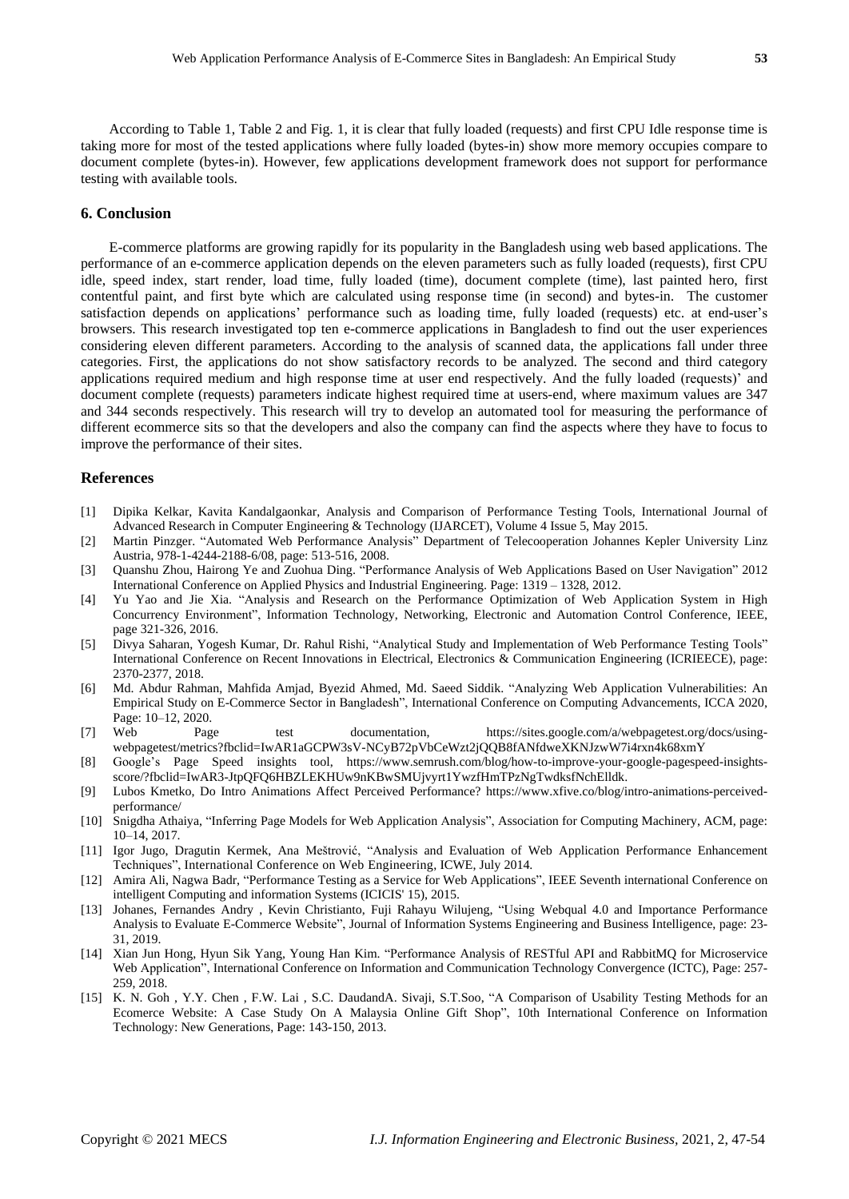According to Table 1, Table 2 and Fig. 1, it is clear that fully loaded (requests) and first CPU Idle response time is taking more for most of the tested applications where fully loaded (bytes-in) show more memory occupies compare to document complete (bytes-in). However, few applications development framework does not support for performance testing with available tools.

## 6. Conclusion

E-commerce platforms are growing rapidly for its popularity in the Bangladesh using web based applications. The performance of an e-commerce application depends on the eleven parameters such as fully loaded (requests), first CPU idle, speed index, start render, load time, fully loaded (time), document complete (time), last painted hero, first contentful paint, and first byte which are calculated using response time (in second) and bytes-in. The customer satisfaction depends on applications' performance such as loading time, fully loaded (requests) etc. at end-user's browsers. This research investigated top ten e-commerce applications in Bangladesh to find out the user experiences considering eleven different parameters. According to the analysis of scanned data, the applications fall under three categories. First, the applications do not show satisfactory records to be analyzed. The second and third category applications required medium and high response time at user end respectively. And the fully loaded (requests)' and document complete (requests) parameters indicate highest required time at users-end, where maximum values are 347 and 344 seconds respectively. This research will try to develop an automated tool for measuring the performance of different ecommerce sits so that the developers and also the company can find the aspects where they have to focus to improve the performance of their sites.

## References

[1] Dipika Kelkar, Kavita Kandalgaonkar, Analysis and Comparison of Performance Testing Tools, International Journal of Advanced Research in Computer Engineering & Technology (IJARCET), Volume 4 Issue 5, May 2015.

[2] Martin Pinzger. "Automated Web Performance Analysis" Department of Telecooperation Johannes Kepler University Linz Austria, 978-1-4244-2188-6/08, page: 513-516, 2008.

[3] Quanshu Zhou, Hairong Ye and Zuohua Ding. "Performance Analysis of Web Applications Based on User Navigation" 2012 International Conference on Applied Physics and Industrial Engineering. Page: 1319 – 1328, 2012.

[4] Yu Yao and Jie Xia. "Analysis and Research on the Performance Optimization of Web Application System in High Concurrency Environment", Information Technology, Networking, Electronic and Automation Control Conference, IEEE, page 321-326, 2016.

[5] Divya Saharan, Yogesh Kumar, Dr. Rahul Rishi, "Analytical Study and Implementation of Web Performance Testing Tools" International Conference on Recent Innovations in Electrical, Electronics & Communication Engineering (ICRIEECE), page: 2370-2377, 2018.

[6] Md. Abdur Rahman, Mahfida Amjad, Byezid Ahmed, Md. Saeed Siddik. "Analyzing Web Application Vulnerabilities: An Empirical Study on E-Commerce Sector in Bangladesh", International Conference on Computing Advancements, ICCA 2020, Page: 10–12, 2020.

[7] Web Page test documentation, https://sites.google.com/a/webpagetest.org/docs/using-webpagetest/metrics?fbclid=IwAR1aGCPW3sV-NCyB72pVbCeWzt2jQQB8fANfdweXKNJzwW7i4rxn4k68xmY

[8] Google's Page Speed insights tool, https://www.semrush.com/blog/how-to-improve-your-google-pagespeed-insights-score/?fbclid=IwAR3-JtpQFQ6HBZLEKHUw9nKBwSMUjvyrt1YwzfHmTPzNgTwdksfNchElldk.

[9] Lubos Kmetko, Do Intro Animations Affect Perceived Performance? https://www.xfive.co/blog/intro-animations-perceived-performance/

[10] Snigdha Athaiya, "Inferring Page Models for Web Application Analysis", Association for Computing Machinery, ACM, page: 10–14, 2017.

[11] Igor Jugo, Dragutin Kermek, Ana Meštrović, "Analysis and Evaluation of Web Application Performance Enhancement Techniques", International Conference on Web Engineering, ICWE, July 2014.

[12] Amira Ali, Nagwa Badr, "Performance Testing as a Service for Web Applications", IEEE Seventh international Conference on intelligent Computing and information Systems (ICICIS' 15), 2015.

[13] Johanes, Fernandes Andry , Kevin Christianto, Fuji Rahayu Wilujeng, "Using Webqual 4.0 and Importance Performance Analysis to Evaluate E-Commerce Website", Journal of Information Systems Engineering and Business Intelligence, page: 23-31, 2019.

[14] Xian Jun Hong, Hyun Sik Yang, Young Han Kim. "Performance Analysis of RESTful API and RabbitMQ for Microservice Web Application", International Conference on Information and Communication Technology Convergence (ICTC), Page: 257-259, 2018.

[15] K. N. Goh , Y.Y. Chen , F.W. Lai , S.C. DaudandA. Sivaji, S.T.Soo, "A Comparison of Usability Testing Methods for an Ecomerce Website: A Case Study On A Malaysia Online Gift Shop", 10th International Conference on Information Technology: New Generations, Page: 143-150, 2013.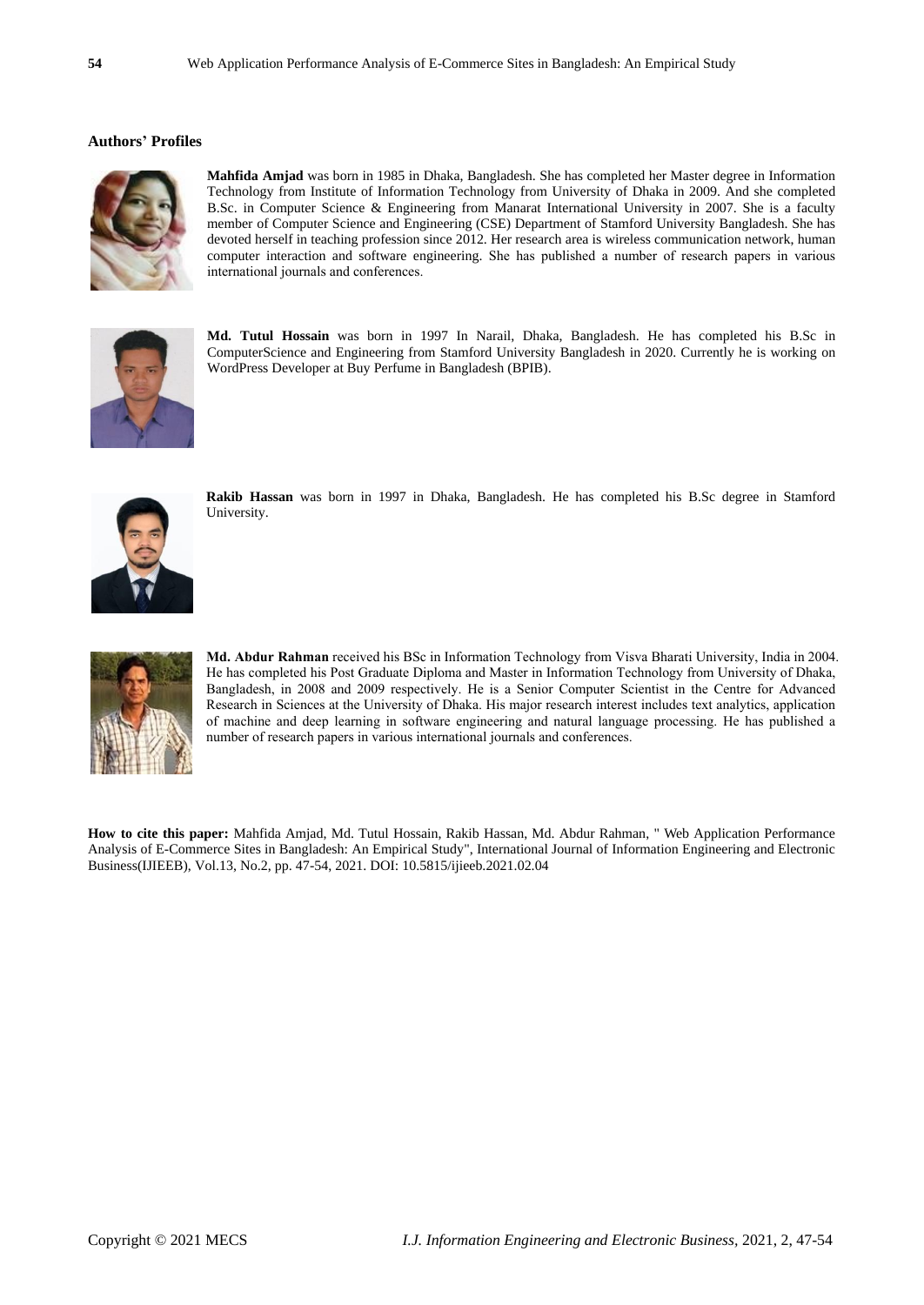## Authors' Profiles

**Mahfida Amjad** was born in 1985 in Dhaka, Bangladesh. She has completed her Master degree in Information Technology from Institute of Information Technology from University of Dhaka in 2009. And she completed B.Sc. in Computer Science & Engineering from Manarat International University in 2007. She is a faculty member of Computer Science and Engineering (CSE) Department of Stamford University Bangladesh. She has devoted herself in teaching profession since 2012. Her research area is wireless communication network, human computer interaction and software engineering. She has published a number of research papers in various international journals and conferences.

**Md. Tutul Hossain** was born in 1997 In Narail, Dhaka, Bangladesh. He has completed his B.Sc in ComputerScience and Engineering from Stamford University Bangladesh in 2020. Currently he is working on WordPress Developer at Buy Perfume in Bangladesh (BPIB).

**Rakib Hassan** was born in 1997 in Dhaka, Bangladesh. He has completed his B.Sc degree in Stamford University.

**Md. Abdur Rahman** received his BSc in Information Technology from Visva Bharati University, India in 2004. He has completed his Post Graduate Diploma and Master in Information Technology from University of Dhaka, Bangladesh, in 2008 and 2009 respectively. He is a Senior Computer Scientist in the Centre for Advanced Research in Sciences at the University of Dhaka. His major research interest includes text analytics, application of machine and deep learning in software engineering and natural language processing. He has published a number of research papers in various international journals and conferences.

**How to cite this paper:** Mahfida Amjad, Md. Tutul Hossain, Rakib Hassan, Md. Abdur Rahman, " Web Application Performance Analysis of E-Commerce Sites in Bangladesh: An Empirical Study", International Journal of Information Engineering and Electronic Business(IJIEEB), Vol.13, No.2, pp. 47-54, 2021. DOI: 10.5815/ijieeb.2021.02.04